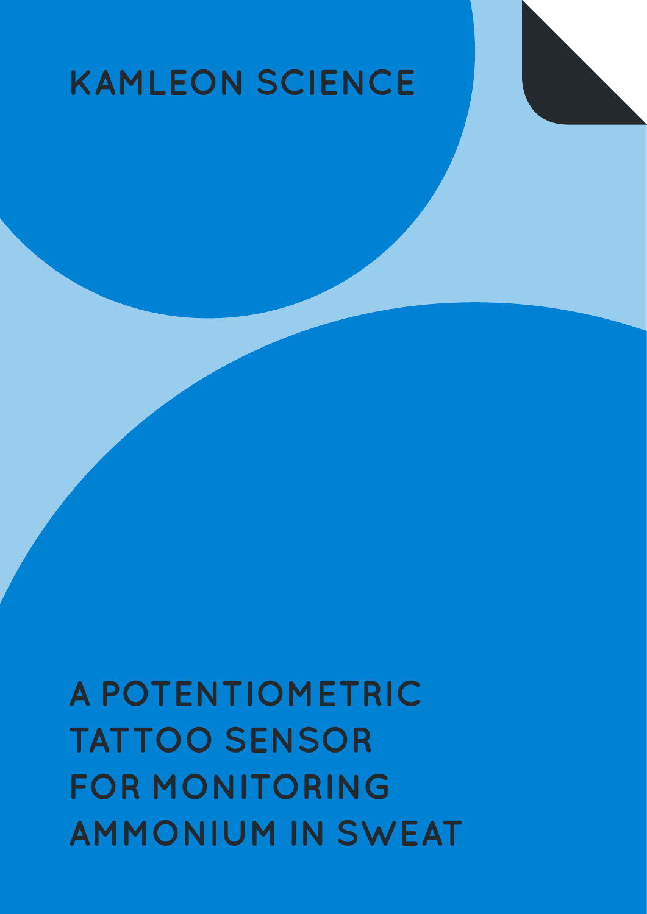KAMLEON SCIENCE

# A POTENTIOMETRIC TATTOO SENSOR FOR MONITORING AMMONIUM IN SWEAT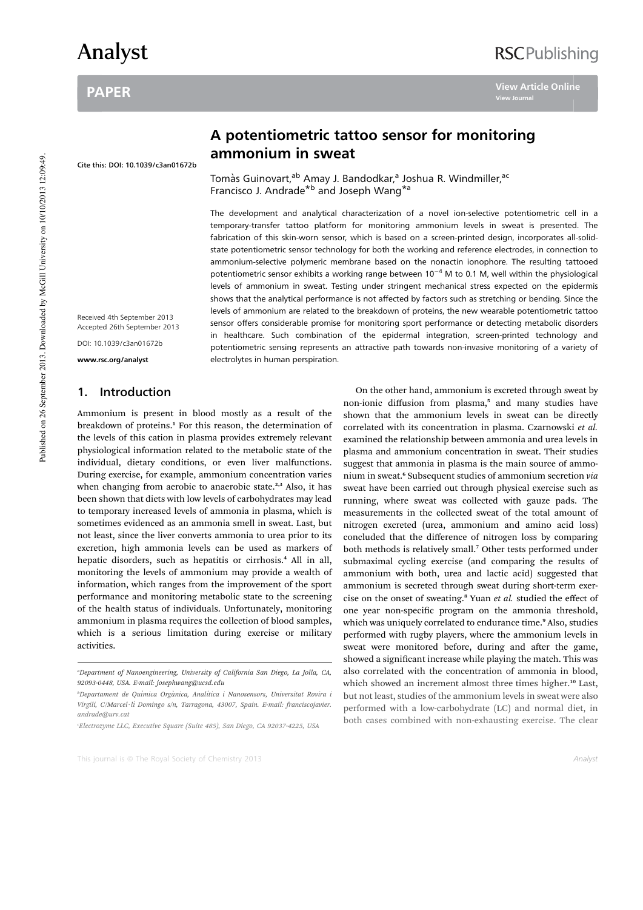# A potentiometric tattoo sensor for monitoring ammonium in sweat

Cite this: DOI: 10.1039/c3an01672b

Tomàs Guinovart,[ab] Amay J. Bandodkar,[a] Joshua R. Windmiller,[ac] Francisco J. Andrade*[b] and Joseph Wang*[a]

Received 4th September 2013
Accepted 26th September 2013

DOI: 10.1039/c3an01672b

www.rsc.org/analyst

The development and analytical characterization of a novel ion-selective potentiometric cell in a temporary-transfer tattoo platform for monitoring ammonium levels in sweat is presented. The fabrication of this skin-worn sensor, which is based on a screen-printed design, incorporates all-solid-state potentiometric sensor technology for both the working and reference electrodes, in connection to ammonium-selective polymeric membrane based on the nonactin ionophore. The resulting tattooed potentiometric sensor exhibits a working range between $10^{-4}$ M to 0.1 M, well within the physiological levels of ammonium in sweat. Testing under stringent mechanical stress expected on the epidermis shows that the analytical performance is not affected by factors such as stretching or bending. Since the levels of ammonium are related to the breakdown of proteins, the new wearable potentiometric tattoo sensor offers considerable promise for monitoring sport performance or detecting metabolic disorders in healthcare. Such combination of the epidermal integration, screen-printed technology and potentiometric sensing represents an attractive path towards non-invasive monitoring of a variety of electrolytes in human perspiration.

## 1. Introduction

Ammonium is present in blood mostly as a result of the breakdown of proteins.[1] For this reason, the determination of the levels of this cation in plasma provides extremely relevant physiological information related to the metabolic state of the individual, dietary conditions, or even liver malfunctions. During exercise, for example, ammonium concentration varies when changing from aerobic to anaerobic state.[2,3] Also, it has been shown that diets with low levels of carbohydrates may lead to temporary increased levels of ammonia in plasma, which is sometimes evidenced as an ammonia smell in sweat. Last, but not least, since the liver converts ammonia to urea prior to its excretion, high ammonia levels can be used as markers of hepatic disorders, such as hepatitis or cirrhosis.[4] All in all, monitoring the levels of ammonium may provide a wealth of information, which ranges from the improvement of the sport performance and monitoring metabolic state to the screening of the health status of individuals. Unfortunately, monitoring ammonium in plasma requires the collection of blood samples, which is a serious limitation during exercise or military activities.

On the other hand, ammonium is excreted through sweat by non-ionic diffusion from plasma,[5] and many studies have shown that the ammonium levels in sweat can be directly correlated with its concentration in plasma. Czarnowski *et al.* examined the relationship between ammonia and urea levels in plasma and ammonium concentration in sweat. Their studies suggest that ammonia in plasma is the main source of ammonium in sweat.[6] Subsequent studies of ammonium secretion *via* sweat have been carried out through physical exercise such as running, where sweat was collected with gauze pads. The measurements in the collected sweat of the total amount of nitrogen excreted (urea, ammonium and amino acid loss) concluded that the difference of nitrogen loss by comparing both methods is relatively small.[7] Other tests performed under submaximal cycling exercise (and comparing the results of ammonium with both, urea and lactic acid) suggested that ammonium is secreted through sweat during short-term exercise on the onset of sweating.[8] Yuan *et al.* studied the effect of one year non-specific program on the ammonia threshold, which was uniquely correlated to endurance time.[9] Also, studies performed with rugby players, where the ammonium levels in sweat were monitored before, during and after the game, showed a significant increase while playing the match. This was also correlated with the concentration of ammonia in blood, which showed an increment almost three times higher.[10] Last, but not least, studies of the ammonium levels in sweat were also performed with a low-carbohydrate (LC) and normal diet, in both cases combined with non-exhausting exercise. The clear

[a]Department of Nanoengineering, University of California San Diego, La Jolla, CA, 92093-0448, USA. E-mail: josephwang@ucsd.edu

[b]Departament de Química Orgànica, Analítica i Nanosensors, Universitat Rovira i Virgili, C/Marcel·lí Domingo s/n, Tarragona, 43007, Spain. E-mail: franciscojavier.andrade@urv.cat

[c]Electrozyme LLC, Executive Square (Suite 485), San Diego, CA 92037-4225, USA